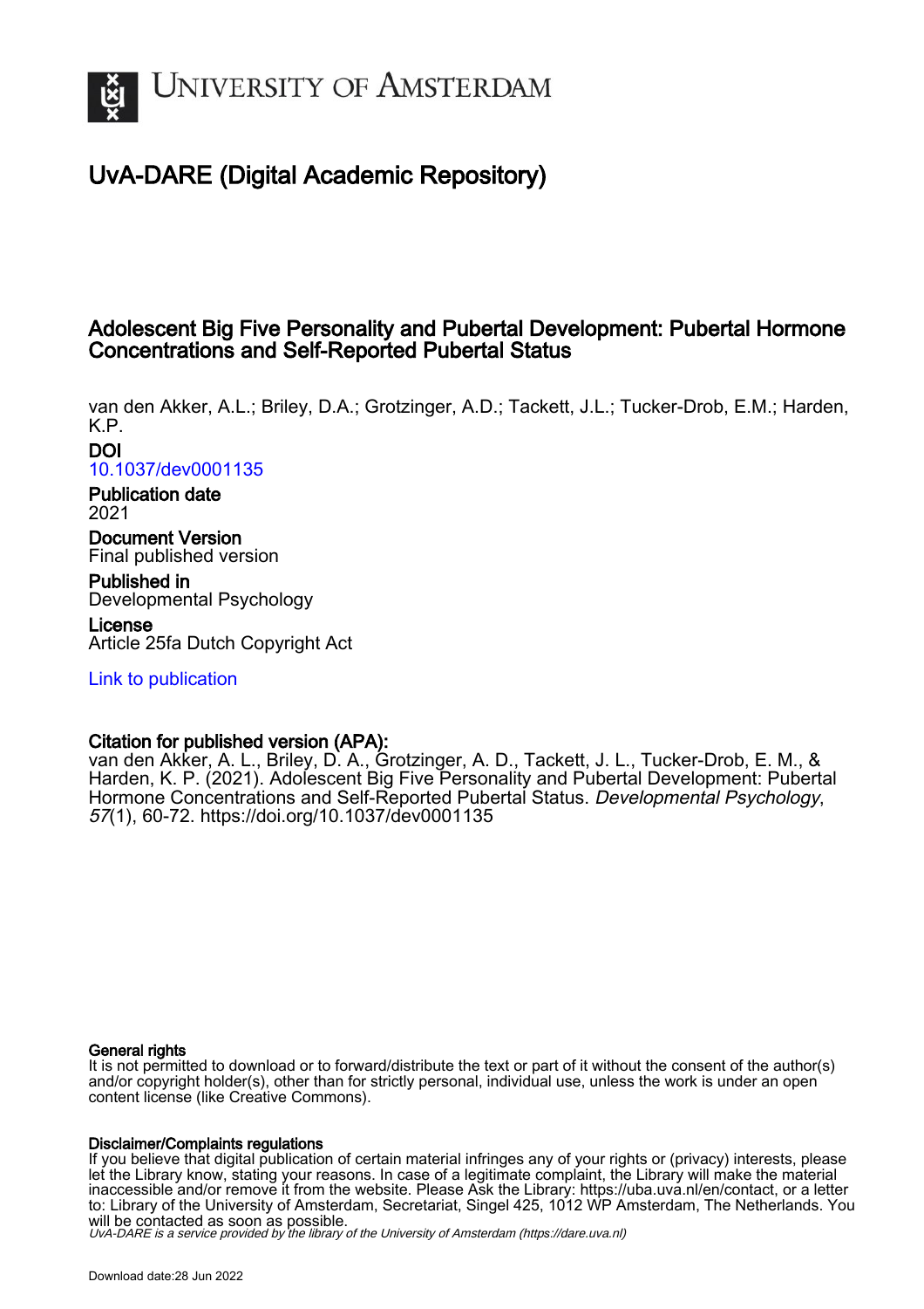UNIVERSITY OF AMSTERDAM

# UvA-DARE (Digital Academic Repository)

## Adolescent Big Five Personality and Pubertal Development: Pubertal Hormone Concentrations and Self-Reported Pubertal Status

van den Akker, A.L.; Briley, D.A.; Grotzinger, A.D.; Tackett, J.L.; Tucker-Drob, E.M.; Harden, K.P.

**DOI**
10.1037/dev0001135

**Publication date**
2021

**Document Version**
Final published version

**Published in**
Developmental Psychology

**License**
Article 25fa Dutch Copyright Act

Link to publication

**Citation for published version (APA):**
van den Akker, A. L., Briley, D. A., Grotzinger, A. D., Tackett, J. L., Tucker-Drob, E. M., & Harden, K. P. (2021). Adolescent Big Five Personality and Pubertal Development: Pubertal Hormone Concentrations and Self-Reported Pubertal Status. *Developmental Psychology*, *57*(1), 60-72. https://doi.org/10.1037/dev0001135

**General rights**
It is not permitted to download or to forward/distribute the text or part of it without the consent of the author(s) and/or copyright holder(s), other than for strictly personal, individual use, unless the work is under an open content license (like Creative Commons).

**Disclaimer/Complaints regulations**
If you believe that digital publication of certain material infringes any of your rights or (privacy) interests, please let the Library know, stating your reasons. In case of a legitimate complaint, the Library will make the material inaccessible and/or remove it from the website. Please Ask the Library: https://uba.uva.nl/en/contact, or a letter to: Library of the University of Amsterdam, Secretariat, Singel 425, 1012 WP Amsterdam, The Netherlands. You will be contacted as soon as possible.
*UvA-DARE is a service provided by the library of the University of Amsterdam (https://dare.uva.nl)*

Download date:28 Jun 2022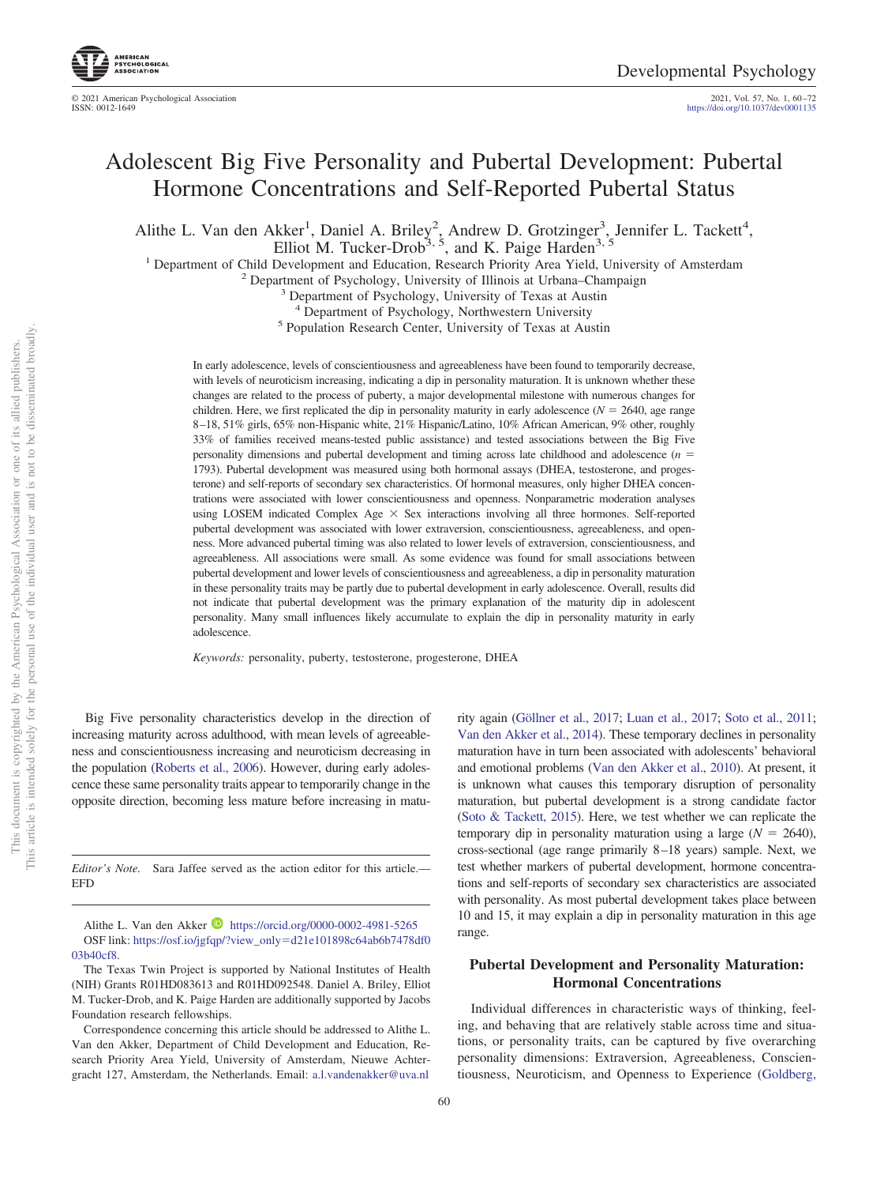# Adolescent Big Five Personality and Pubertal Development: Pubertal Hormone Concentrations and Self-Reported Pubertal Status

Alithe L. Van den Akker[1], Daniel A. Briley[2], Andrew D. Grotzinger[3], Jennifer L. Tackett[4], Elliot M. Tucker-Drob[3, 5], and K. Paige Harden[3, 5]

[1] Department of Child Development and Education, Research Priority Area Yield, University of Amsterdam
[2] Department of Psychology, University of Illinois at Urbana–Champaign
[3] Department of Psychology, University of Texas at Austin
[4] Department of Psychology, Northwestern University
[5] Population Research Center, University of Texas at Austin

In early adolescence, levels of conscientiousness and agreeableness have been found to temporarily decrease, with levels of neuroticism increasing, indicating a dip in personality maturation. It is unknown whether these changes are related to the process of puberty, a major developmental milestone with numerous changes for children. Here, we first replicated the dip in personality maturity in early adolescence ($N = 2640$, age range 8–18, 51% girls, 65% non-Hispanic white, 21% Hispanic/Latino, 10% African American, 9% other, roughly 33% of families received means-tested public assistance) and tested associations between the Big Five personality dimensions and pubertal development and timing across late childhood and adolescence ($n = 1793$). Pubertal development was measured using both hormonal assays (DHEA, testosterone, and progesterone) and self-reports of secondary sex characteristics. Of hormonal measures, only higher DHEA concentrations were associated with lower conscientiousness and openness. Nonparametric moderation analyses using LOSEM indicated Complex Age × Sex interactions involving all three hormones. Self-reported pubertal development was associated with lower extraversion, conscientiousness, agreeableness, and openness. More advanced pubertal timing was also related to lower levels of extraversion, conscientiousness, and agreeableness. All associations were small. As some evidence was found for small associations between pubertal development and lower levels of conscientiousness and agreeableness, a dip in personality maturation in these personality traits may be partly due to pubertal development in early adolescence. Overall, results did not indicate that pubertal development was the primary explanation of the maturity dip in adolescent personality. Many small influences likely accumulate to explain the dip in personality maturity in early adolescence.

*Keywords:* personality, puberty, testosterone, progesterone, DHEA

Big Five personality characteristics develop in the direction of increasing maturity across adulthood, with mean levels of agreeableness and conscientiousness increasing and neuroticism decreasing in the population (Roberts et al., 2006). However, during early adolescence these same personality traits appear to temporarily change in the opposite direction, becoming less mature before increasing in maturity again (Göllner et al., 2017; Luan et al., 2017; Soto et al., 2011; Van den Akker et al., 2014). These temporary declines in personality maturation have in turn been associated with adolescents' behavioral and emotional problems (Van den Akker et al., 2010). At present, it is unknown what causes this temporary disruption of personality maturation, but pubertal development is a strong candidate factor (Soto & Tackett, 2015). Here, we test whether we can replicate the temporary dip in personality maturation using a large ($N = 2640$), cross-sectional (age range primarily 8–18 years) sample. Next, we test whether markers of pubertal development, hormone concentrations and self-reports of secondary sex characteristics are associated with personality. As most pubertal development takes place between 10 and 15, it may explain a dip in personality maturation in this age range.

*Editor's Note.* Sara Jaffee served as the action editor for this article.—EFD

Alithe L. Van den Akker https://orcid.org/0000-0002-4981-5265
OSF link: https://osf.io/jgfqp/?view_only=d21e101898c64ab6b7478df003b40cf8.

The Texas Twin Project is supported by National Institutes of Health (NIH) Grants R01HD083613 and R01HD092548. Daniel A. Briley, Elliot M. Tucker-Drob, and K. Paige Harden are additionally supported by Jacobs Foundation research fellowships.

Correspondence concerning this article should be addressed to Alithe L. Van den Akker, Department of Child Development and Education, Research Priority Area Yield, University of Amsterdam, Nieuwe Achtergracht 127, Amsterdam, the Netherlands. Email: a.l.vandenakker@uva.nl

## Pubertal Development and Personality Maturation: Hormonal Concentrations

Individual differences in characteristic ways of thinking, feeling, and behaving that are relatively stable across time and situations, or personality traits, can be captured by five overarching personality dimensions: Extraversion, Agreeableness, Conscientiousness, Neuroticism, and Openness to Experience (Goldberg,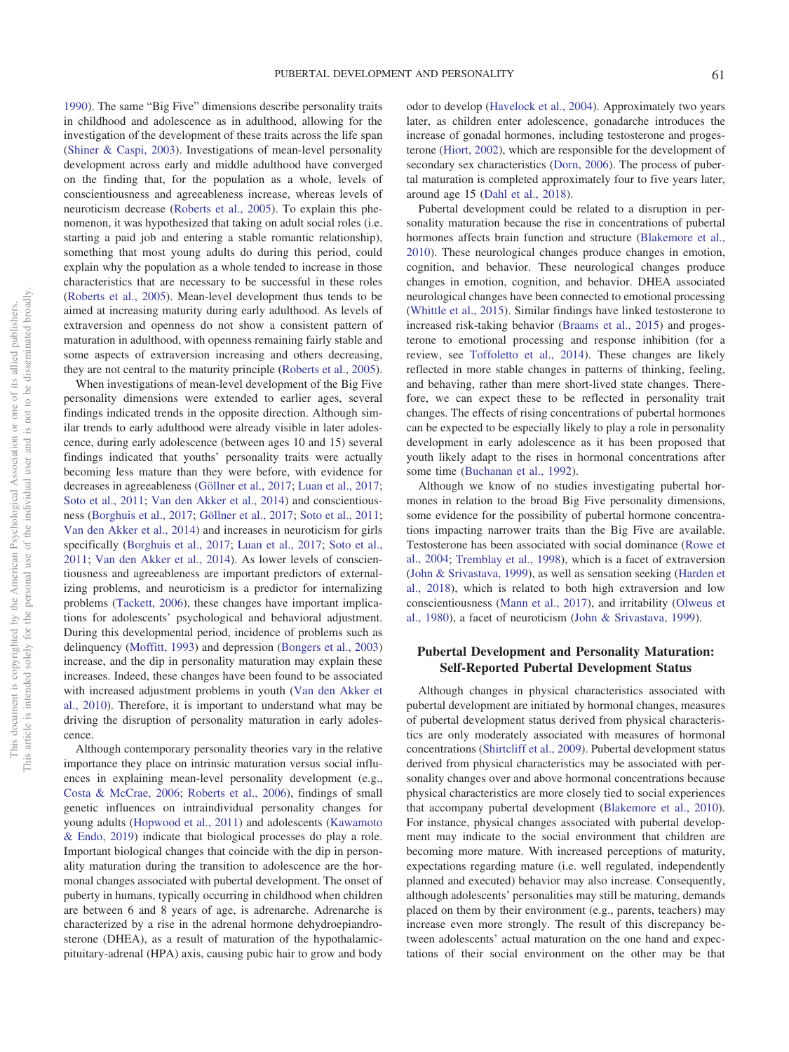1990). The same "Big Five" dimensions describe personality traits in childhood and adolescence as in adulthood, allowing for the investigation of the development of these traits across the life span (Shiner & Caspi, 2003). Investigations of mean-level personality development across early and middle adulthood have converged on the finding that, for the population as a whole, levels of conscientiousness and agreeableness increase, whereas levels of neuroticism decrease (Roberts et al., 2005). To explain this phenomenon, it was hypothesized that taking on adult social roles (i.e. starting a paid job and entering a stable romantic relationship), something that most young adults do during this period, could explain why the population as a whole tended to increase in those characteristics that are necessary to be successful in these roles (Roberts et al., 2005). Mean-level development thus tends to be aimed at increasing maturity during early adulthood. As levels of extraversion and openness do not show a consistent pattern of maturation in adulthood, with openness remaining fairly stable and some aspects of extraversion increasing and others decreasing, they are not central to the maturity principle (Roberts et al., 2005).

When investigations of mean-level development of the Big Five personality dimensions were extended to earlier ages, several findings indicated trends in the opposite direction. Although similar trends to early adulthood were already visible in later adolescence, during early adolescence (between ages 10 and 15) several findings indicated that youths' personality traits were actually becoming less mature than they were before, with evidence for decreases in agreeableness (Göllner et al., 2017; Luan et al., 2017; Soto et al., 2011; Van den Akker et al., 2014) and conscientiousness (Borghuis et al., 2017; Göllner et al., 2017; Soto et al., 2011; Van den Akker et al., 2014) and increases in neuroticism for girls specifically (Borghuis et al., 2017; Luan et al., 2017; Soto et al., 2011; Van den Akker et al., 2014). As lower levels of conscientiousness and agreeableness are important predictors of externalizing problems, and neuroticism is a predictor for internalizing problems (Tackett, 2006), these changes have important implications for adolescents' psychological and behavioral adjustment. During this developmental period, incidence of problems such as delinquency (Moffitt, 1993) and depression (Bongers et al., 2003) increase, and the dip in personality maturation may explain these increases. Indeed, these changes have been found to be associated with increased adjustment problems in youth (Van den Akker et al., 2010). Therefore, it is important to understand what may be driving the disruption of personality maturation in early adolescence.

Although contemporary personality theories vary in the relative importance they place on intrinsic maturation versus social influences in explaining mean-level personality development (e.g., Costa & McCrae, 2006; Roberts et al., 2006), findings of small genetic influences on intraindividual personality changes for young adults (Hopwood et al., 2011) and adolescents (Kawamoto & Endo, 2019) indicate that biological processes do play a role. Important biological changes that coincide with the dip in personality maturation during the transition to adolescence are the hormonal changes associated with pubertal development. The onset of puberty in humans, typically occurring in childhood when children are between 6 and 8 years of age, is adrenarche. Adrenarche is characterized by a rise in the adrenal hormone dehydroepiandrosterone (DHEA), as a result of maturation of the hypothalamic-pituitary-adrenal (HPA) axis, causing pubic hair to grow and body odor to develop (Havelock et al., 2004). Approximately two years later, as children enter adolescence, gonadarche introduces the increase of gonadal hormones, including testosterone and progesterone (Hiort, 2002), which are responsible for the development of secondary sex characteristics (Dorn, 2006). The process of pubertal maturation is completed approximately four to five years later, around age 15 (Dahl et al., 2018).

Pubertal development could be related to a disruption in personality maturation because the rise in concentrations of pubertal hormones affects brain function and structure (Blakemore et al., 2010). These neurological changes produce changes in emotion, cognition, and behavior. These neurological changes produce changes in emotion, cognition, and behavior. DHEA associated neurological changes have been connected to emotional processing (Whittle et al., 2015). Similar findings have linked testosterone to increased risk-taking behavior (Braams et al., 2015) and progesterone to emotional processing and response inhibition (for a review, see Toffoletto et al., 2014). These changes are likely reflected in more stable changes in patterns of thinking, feeling, and behaving, rather than mere short-lived state changes. Therefore, we can expect these to be reflected in personality trait changes. The effects of rising concentrations of pubertal hormones can be expected to be especially likely to play a role in personality development in early adolescence as it has been proposed that youth likely adapt to the rises in hormonal concentrations after some time (Buchanan et al., 1992).

Although we know of no studies investigating pubertal hormones in relation to the broad Big Five personality dimensions, some evidence for the possibility of pubertal hormone concentrations impacting narrower traits than the Big Five are available. Testosterone has been associated with social dominance (Rowe et al., 2004; Tremblay et al., 1998), which is a facet of extraversion (John & Srivastava, 1999), as well as sensation seeking (Harden et al., 2018), which is related to both high extraversion and low conscientiousness (Mann et al., 2017), and irritability (Olweus et al., 1980), a facet of neuroticism (John & Srivastava, 1999).

## Pubertal Development and Personality Maturation: Self-Reported Pubertal Development Status

Although changes in physical characteristics associated with pubertal development are initiated by hormonal changes, measures of pubertal development status derived from physical characteristics are only moderately associated with measures of hormonal concentrations (Shirtcliff et al., 2009). Pubertal development status derived from physical characteristics may be associated with personality changes over and above hormonal concentrations because physical characteristics are more closely tied to social experiences that accompany pubertal development (Blakemore et al., 2010). For instance, physical changes associated with pubertal development may indicate to the social environment that children are becoming more mature. With increased perceptions of maturity, expectations regarding mature (i.e. well regulated, independently planned and executed) behavior may also increase. Consequently, although adolescents' personalities may still be maturing, demands placed on them by their environment (e.g., parents, teachers) may increase even more strongly. The result of this discrepancy between adolescents' actual maturation on the one hand and expectations of their social environment on the other may be that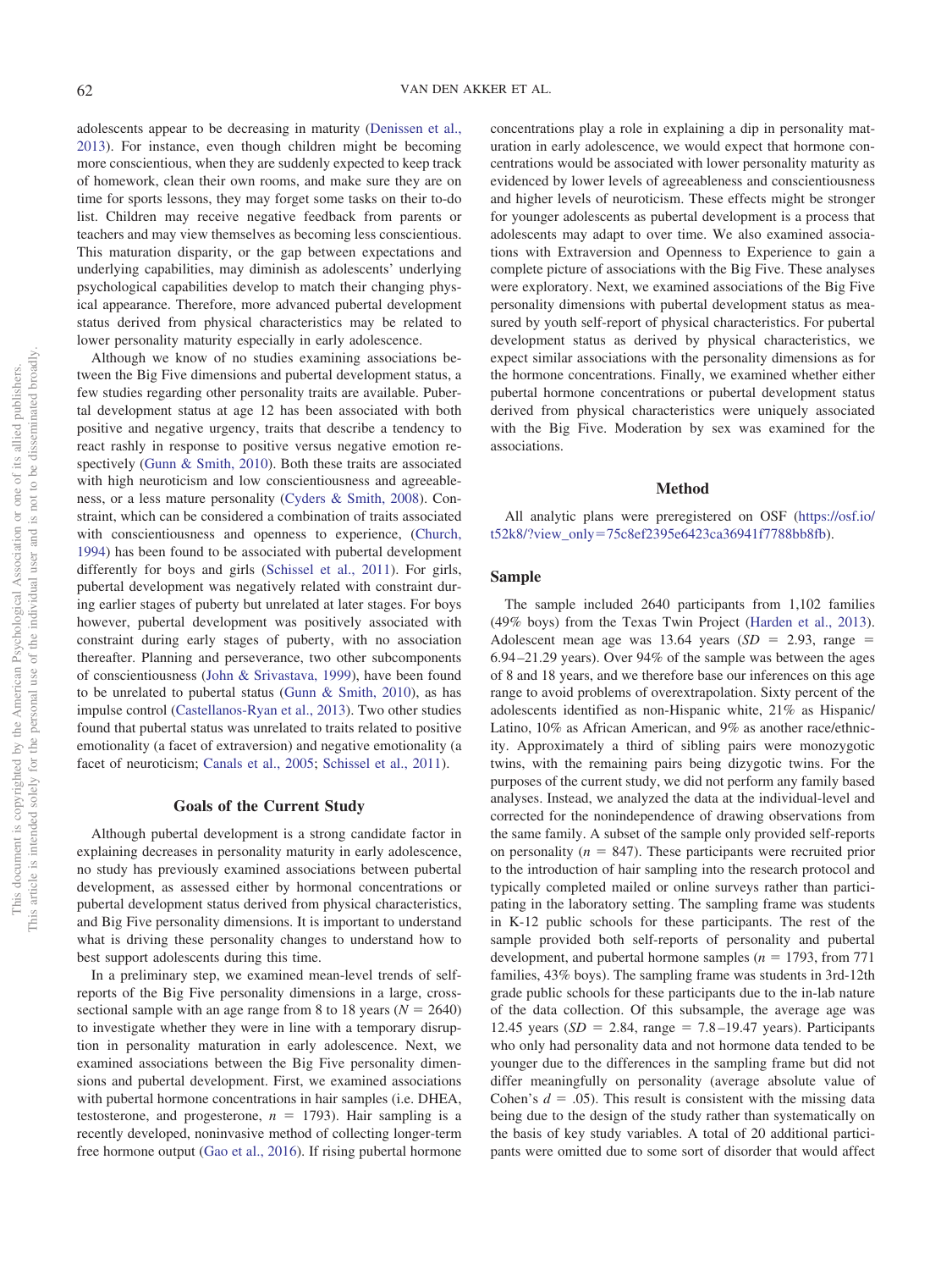adolescents appear to be decreasing in maturity (Denissen et al., 2013). For instance, even though children might be becoming more conscientious, when they are suddenly expected to keep track of homework, clean their own rooms, and make sure they are on time for sports lessons, they may forget some tasks on their to-do list. Children may receive negative feedback from parents or teachers and may view themselves as becoming less conscientious. This maturation disparity, or the gap between expectations and underlying capabilities, may diminish as adolescents' underlying psychological capabilities develop to match their changing physical appearance. Therefore, more advanced pubertal development status derived from physical characteristics may be related to lower personality maturity especially in early adolescence.

Although we know of no studies examining associations between the Big Five dimensions and pubertal development status, a few studies regarding other personality traits are available. Pubertal development status at age 12 has been associated with both positive and negative urgency, traits that describe a tendency to react rashly in response to positive versus negative emotion respectively (Gunn & Smith, 2010). Both these traits are associated with high neuroticism and low conscientiousness and agreeableness, or a less mature personality (Cyders & Smith, 2008). Constraint, which can be considered a combination of traits associated with conscientiousness and openness to experience, (Church, 1994) has been found to be associated with pubertal development differently for boys and girls (Schissel et al., 2011). For girls, pubertal development was negatively related with constraint during earlier stages of puberty but unrelated at later stages. For boys however, pubertal development was positively associated with constraint during early stages of puberty, with no association thereafter. Planning and perseverance, two other subcomponents of conscientiousness (John & Srivastava, 1999), have been found to be unrelated to pubertal status (Gunn & Smith, 2010), as has impulse control (Castellanos-Ryan et al., 2013). Two other studies found that pubertal status was unrelated to traits related to positive emotionality (a facet of extraversion) and negative emotionality (a facet of neuroticism; Canals et al., 2005; Schissel et al., 2011).

## Goals of the Current Study

Although pubertal development is a strong candidate factor in explaining decreases in personality maturity in early adolescence, no study has previously examined associations between pubertal development, as assessed either by hormonal concentrations or pubertal development status derived from physical characteristics, and Big Five personality dimensions. It is important to understand what is driving these personality changes to understand how to best support adolescents during this time.

In a preliminary step, we examined mean-level trends of self-reports of the Big Five personality dimensions in a large, cross-sectional sample with an age range from 8 to 18 years ($N = 2640$) to investigate whether they were in line with a temporary disruption in personality maturation in early adolescence. Next, we examined associations between the Big Five personality dimensions and pubertal development. First, we examined associations with pubertal hormone concentrations in hair samples (i.e. DHEA, testosterone, and progesterone, $n = 1793$). Hair sampling is a recently developed, noninvasive method of collecting longer-term free hormone output (Gao et al., 2016). If rising pubertal hormone concentrations play a role in explaining a dip in personality maturation in early adolescence, we would expect that hormone concentrations would be associated with lower personality maturity as evidenced by lower levels of agreeableness and conscientiousness and higher levels of neuroticism. These effects might be stronger for younger adolescents as pubertal development is a process that adolescents may adapt to over time. We also examined associations with Extraversion and Openness to Experience to gain a complete picture of associations with the Big Five. These analyses were exploratory. Next, we examined associations of the Big Five personality dimensions with pubertal development status as measured by youth self-report of physical characteristics. For pubertal development status as derived by physical characteristics, we expect similar associations with the personality dimensions as for the hormone concentrations. Finally, we examined whether either pubertal hormone concentrations or pubertal development status derived from physical characteristics were uniquely associated with the Big Five. Moderation by sex was examined for the associations.

## Method

All analytic plans were preregistered on OSF (https://osf.io/t52k8/?view_only=75c8ef2395e6423ca36941f7788bb8fb).

### Sample

The sample included 2640 participants from 1,102 families (49% boys) from the Texas Twin Project (Harden et al., 2013). Adolescent mean age was 13.64 years ($SD = 2.93$, range = 6.94–21.29 years). Over 94% of the sample was between the ages of 8 and 18 years, and we therefore base our inferences on this age range to avoid problems of overextrapolation. Sixty percent of the adolescents identified as non-Hispanic white, 21% as Hispanic/Latino, 10% as African American, and 9% as another race/ethnicity. Approximately a third of sibling pairs were monozygotic twins, with the remaining pairs being dizygotic twins. For the purposes of the current study, we did not perform any family based analyses. Instead, we analyzed the data at the individual-level and corrected for the nonindependence of drawing observations from the same family. A subset of the sample only provided self-reports on personality ($n = 847$). These participants were recruited prior to the introduction of hair sampling into the research protocol and typically completed mailed or online surveys rather than participating in the laboratory setting. The sampling frame was students in K-12 public schools for these participants. The rest of the sample provided both self-reports of personality and pubertal development, and pubertal hormone samples ($n = 1793$, from 771 families, 43% boys). The sampling frame was students in 3rd-12th grade public schools for these participants due to the in-lab nature of the data collection. Of this subsample, the average age was 12.45 years ($SD = 2.84$, range = 7.8–19.47 years). Participants who only had personality data and not hormone data tended to be younger due to the differences in the sampling frame but did not differ meaningfully on personality (average absolute value of Cohen's $d = .05$). This result is consistent with the missing data being due to the design of the study rather than systematically on the basis of key study variables. A total of 20 additional participants were omitted due to some sort of disorder that would affect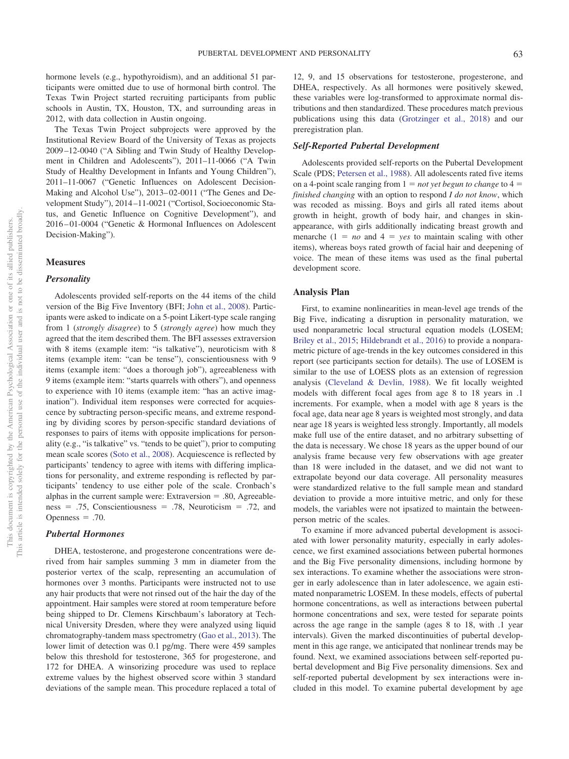hormone levels (e.g., hypothyroidism), and an additional 51 participants were omitted due to use of hormonal birth control. The Texas Twin Project started recruiting participants from public schools in Austin, TX, Houston, TX, and surrounding areas in 2012, with data collection in Austin ongoing.

The Texas Twin Project subprojects were approved by the Institutional Review Board of the University of Texas as projects 2009–12-0040 ("A Sibling and Twin Study of Healthy Development in Children and Adolescents"), 2011–11-0066 ("A Twin Study of Healthy Development in Infants and Young Children"), 2011–11-0067 ("Genetic Influences on Adolescent Decision-Making and Alcohol Use"), 2013–02-0011 ("The Genes and Development Study"), 2014–11-0021 ("Cortisol, Socioeconomic Status, and Genetic Influence on Cognitive Development"), and 2016–01-0004 ("Genetic & Hormonal Influences on Adolescent Decision-Making").

## Measures

### Personality

Adolescents provided self-reports on the 44 items of the child version of the Big Five Inventory (BFI; John et al., 2008). Participants were asked to indicate on a 5-point Likert-type scale ranging from 1 (*strongly disagree*) to 5 (*strongly agree*) how much they agreed that the item described them. The BFI assesses extraversion with 8 items (example item: "is talkative"), neuroticism with 8 items (example item: "can be tense"), conscientiousness with 9 items (example item: "does a thorough job"), agreeableness with 9 items (example item: "starts quarrels with others"), and openness to experience with 10 items (example item: "has an active imagination"). Individual item responses were corrected for acquiescence by subtracting person-specific means, and extreme responding by dividing scores by person-specific standard deviations of responses to pairs of items with opposite implications for personality (e.g., "is talkative" vs. "tends to be quiet"), prior to computing mean scale scores (Soto et al., 2008). Acquiescence is reflected by participants' tendency to agree with items with differing implications for personality, and extreme responding is reflected by participants' tendency to use either pole of the scale. Cronbach's alphas in the current sample were: Extraversion = .80, Agreeableness = .75, Conscientiousness = .78, Neuroticism = .72, and Openness = .70.

### Pubertal Hormones

DHEA, testosterone, and progesterone concentrations were derived from hair samples summing 3 mm in diameter from the posterior vertex of the scalp, representing an accumulation of hormones over 3 months. Participants were instructed not to use any hair products that were not rinsed out of the hair the day of the appointment. Hair samples were stored at room temperature before being shipped to Dr. Clemens Kirschbaum's laboratory at Technical University Dresden, where they were analyzed using liquid chromatography-tandem mass spectrometry (Gao et al., 2013). The lower limit of detection was 0.1 pg/mg. There were 459 samples below this threshold for testosterone, 365 for progesterone, and 172 for DHEA. A winsorizing procedure was used to replace extreme values by the highest observed score within 3 standard deviations of the sample mean. This procedure replaced a total of 12, 9, and 15 observations for testosterone, progesterone, and DHEA, respectively. As all hormones were positively skewed, these variables were log-transformed to approximate normal distributions and then standardized. These procedures match previous publications using this data (Grotzinger et al., 2018) and our preregistration plan.

### Self-Reported Pubertal Development

Adolescents provided self-reports on the Pubertal Development Scale (PDS; Petersen et al., 1988). All adolescents rated five items on a 4-point scale ranging from 1 = *not yet begun to change* to 4 = *finished changing* with an option to respond *I do not know*, which was recoded as missing. Boys and girls all rated items about growth in height, growth of body hair, and changes in skin-appearance, with girls additionally indicating breast growth and menarche (1 = *no* and 4 = *yes* to maintain scaling with other items), whereas boys rated growth of facial hair and deepening of voice. The mean of these items was used as the final pubertal development score.

## Analysis Plan

First, to examine nonlinearities in mean-level age trends of the Big Five, indicating a disruption in personality maturation, we used nonparametric local structural equation models (LOSEM; Briley et al., 2015; Hildebrandt et al., 2016) to provide a nonparametric picture of age-trends in the key outcomes considered in this report (see participants section for details). The use of LOSEM is similar to the use of LOESS plots as an extension of regression analysis (Cleveland & Devlin, 1988). We fit locally weighted models with different focal ages from age 8 to 18 years in .1 increments. For example, when a model with age 8 years is the focal age, data near age 8 years is weighted most strongly, and data near age 18 years is weighted less strongly. Importantly, all models make full use of the entire dataset, and no arbitrary subsetting of the data is necessary. We chose 18 years as the upper bound of our analysis frame because very few observations with age greater than 18 were included in the dataset, and we did not want to extrapolate beyond our data coverage. All personality measures were standardized relative to the full sample mean and standard deviation to provide a more intuitive metric, and only for these models, the variables were not ipsatized to maintain the between-person metric of the scales.

To examine if more advanced pubertal development is associated with lower personality maturity, especially in early adolescence, we first examined associations between pubertal hormones and the Big Five personality dimensions, including hormone by sex interactions. To examine whether the associations were stronger in early adolescence than in later adolescence, we again estimated nonparametric LOSEM. In these models, effects of pubertal hormone concentrations, as well as interactions between pubertal hormone concentrations and sex, were tested for separate points across the age range in the sample (ages 8 to 18, with .1 year intervals). Given the marked discontinuities of pubertal development in this age range, we anticipated that nonlinear trends may be found. Next, we examined associations between self-reported pubertal development and Big Five personality dimensions. Sex and self-reported pubertal development by sex interactions were included in this model. To examine pubertal development by age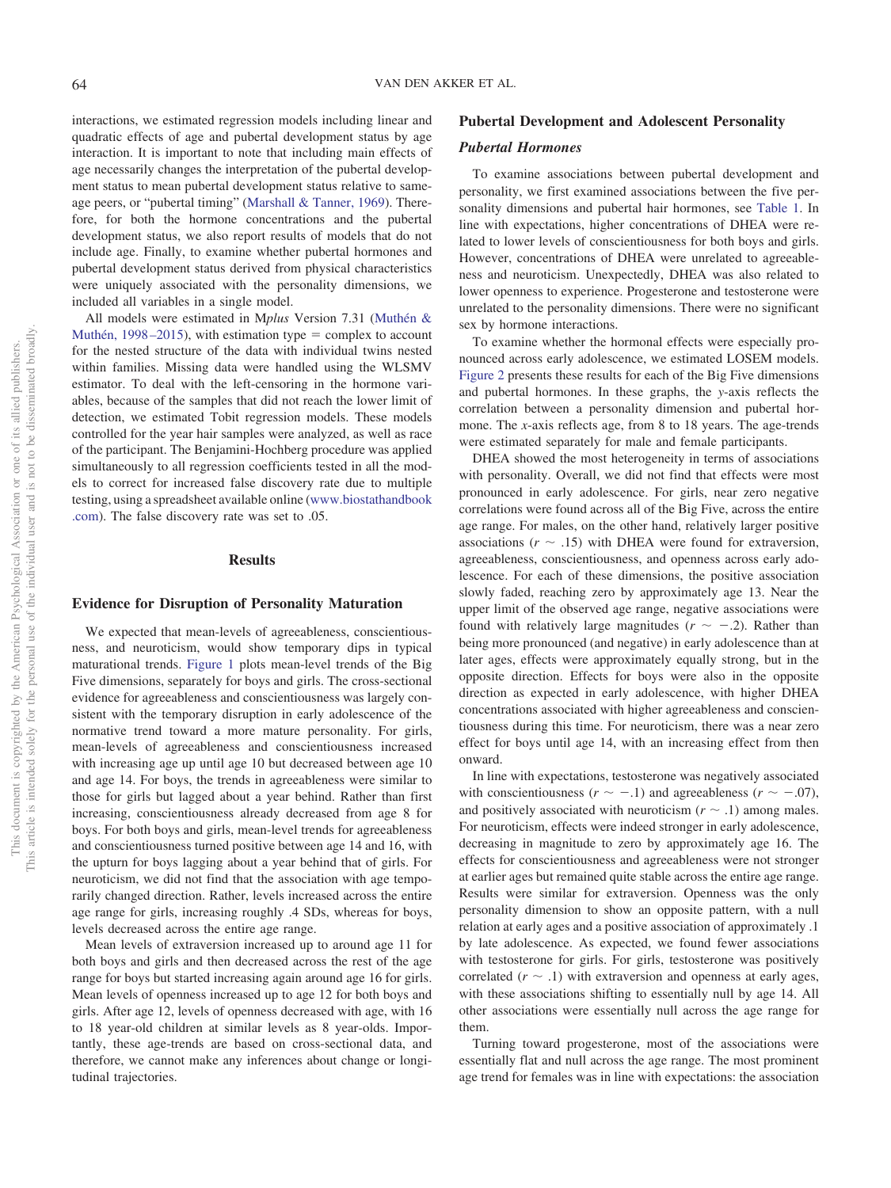interactions, we estimated regression models including linear and quadratic effects of age and pubertal development status by age interaction. It is important to note that including main effects of age necessarily changes the interpretation of the pubertal development status to mean pubertal development status relative to same-age peers, or "pubertal timing" (Marshall & Tanner, 1969). Therefore, for both the hormone concentrations and the pubertal development status, we also report results of models that do not include age. Finally, to examine whether pubertal hormones and pubertal development status derived from physical characteristics were uniquely associated with the personality dimensions, we included all variables in a single model.

All models were estimated in M*plus* Version 7.31 (Muthén & Muthén, 1998–2015), with estimation type = complex to account for the nested structure of the data with individual twins nested within families. Missing data were handled using the WLSMV estimator. To deal with the left-censoring in the hormone variables, because of the samples that did not reach the lower limit of detection, we estimated Tobit regression models. These models controlled for the year hair samples were analyzed, as well as race of the participant. The Benjamini-Hochberg procedure was applied simultaneously to all regression coefficients tested in all the models to correct for increased false discovery rate due to multiple testing, using a spreadsheet available online (www.biostathandbook.com). The false discovery rate was set to .05.

# Results

## Evidence for Disruption of Personality Maturation

We expected that mean-levels of agreeableness, conscientiousness, and neuroticism, would show temporary dips in typical maturational trends. Figure 1 plots mean-level trends of the Big Five dimensions, separately for boys and girls. The cross-sectional evidence for agreeableness and conscientiousness was largely consistent with the temporary disruption in early adolescence of the normative trend toward a more mature personality. For girls, mean-levels of agreeableness and conscientiousness increased with increasing age up until age 10 but decreased between age 10 and age 14. For boys, the trends in agreeableness were similar to those for girls but lagged about a year behind. Rather than first increasing, conscientiousness already decreased from age 8 for boys. For both boys and girls, mean-level trends for agreeableness and conscientiousness turned positive between age 14 and 16, with the upturn for boys lagging about a year behind that of girls. For neuroticism, we did not find that the association with age temporarily changed direction. Rather, levels increased across the entire age range for girls, increasing roughly .4 SDs, whereas for boys, levels decreased across the entire age range.

Mean levels of extraversion increased up to around age 11 for both boys and girls and then decreased across the rest of the age range for boys but started increasing again around age 16 for girls. Mean levels of openness increased up to age 12 for both boys and girls. After age 12, levels of openness decreased with age, with 16 to 18 year-old children at similar levels as 8 year-olds. Importantly, these age-trends are based on cross-sectional data, and therefore, we cannot make any inferences about change or longitudinal trajectories.

## Pubertal Development and Adolescent Personality

### Pubertal Hormones

To examine associations between pubertal development and personality, we first examined associations between the five personality dimensions and pubertal hair hormones, see Table 1. In line with expectations, higher concentrations of DHEA were related to lower levels of conscientiousness for both boys and girls. However, concentrations of DHEA were unrelated to agreeableness and neuroticism. Unexpectedly, DHEA was also related to lower openness to experience. Progesterone and testosterone were unrelated to the personality dimensions. There were no significant sex by hormone interactions.

To examine whether the hormonal effects were especially pronounced across early adolescence, we estimated LOSEM models. Figure 2 presents these results for each of the Big Five dimensions and pubertal hormones. In these graphs, the *y*-axis reflects the correlation between a personality dimension and pubertal hormone. The *x*-axis reflects age, from 8 to 18 years. The age-trends were estimated separately for male and female participants.

DHEA showed the most heterogeneity in terms of associations with personality. Overall, we did not find that effects were most pronounced in early adolescence. For girls, near zero negative correlations were found across all of the Big Five, across the entire age range. For males, on the other hand, relatively larger positive associations ($r \sim .15$) with DHEA were found for extraversion, agreeableness, conscientiousness, and openness across early adolescence. For each of these dimensions, the positive association slowly faded, reaching zero by approximately age 13. Near the upper limit of the observed age range, negative associations were found with relatively large magnitudes ($r \sim -.2$). Rather than being more pronounced (and negative) in early adolescence than at later ages, effects were approximately equally strong, but in the opposite direction. Effects for boys were also in the opposite direction as expected in early adolescence, with higher DHEA concentrations associated with higher agreeableness and conscientiousness during this time. For neuroticism, there was a near zero effect for boys until age 14, with an increasing effect from then onward.

In line with expectations, testosterone was negatively associated with conscientiousness ($r \sim -.1$) and agreeableness ($r \sim -.07$), and positively associated with neuroticism ($r \sim .1$) among males. For neuroticism, effects were indeed stronger in early adolescence, decreasing in magnitude to zero by approximately age 16. The effects for conscientiousness and agreeableness were not stronger at earlier ages but remained quite stable across the entire age range. Results were similar for extraversion. Openness was the only personality dimension to show an opposite pattern, with a null relation at early ages and a positive association of approximately .1 by late adolescence. As expected, we found fewer associations with testosterone for girls. For girls, testosterone was positively correlated ($r \sim .1$) with extraversion and openness at early ages, with these associations shifting to essentially null by age 14. All other associations were essentially null across the age range for them.

Turning toward progesterone, most of the associations were essentially flat and null across the age range. The most prominent age trend for females was in line with expectations: the association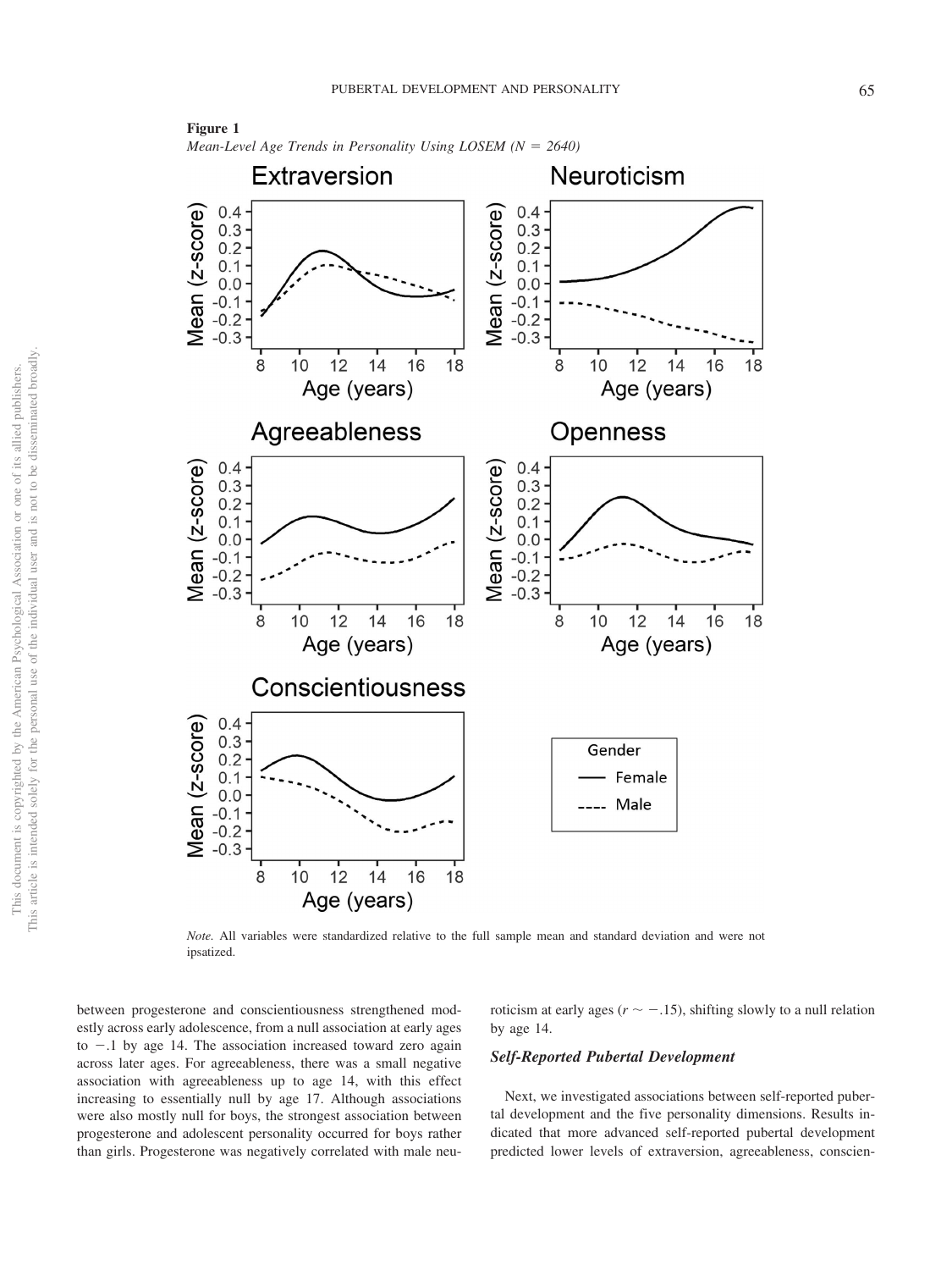**Figure 1**

*Mean-Level Age Trends in Personality Using LOSEM (N = 2640)*

*Note.* All variables were standardized relative to the full sample mean and standard deviation and were not ipsatized.

between progesterone and conscientiousness strengthened modestly across early adolescence, from a null association at early ages to −.1 by age 14. The association increased toward zero again across later ages. For agreeableness, there was a small negative association with agreeableness up to age 14, with this effect increasing to essentially null by age 17. Although associations were also mostly null for boys, the strongest association between progesterone and adolescent personality occurred for boys rather than girls. Progesterone was negatively correlated with male neuroticism at early ages ($r \sim -.15$), shifting slowly to a null relation by age 14.

### *Self-Reported Pubertal Development*

Next, we investigated associations between self-reported pubertal development and the five personality dimensions. Results indicated that more advanced self-reported pubertal development predicted lower levels of extraversion, agreeableness, conscien-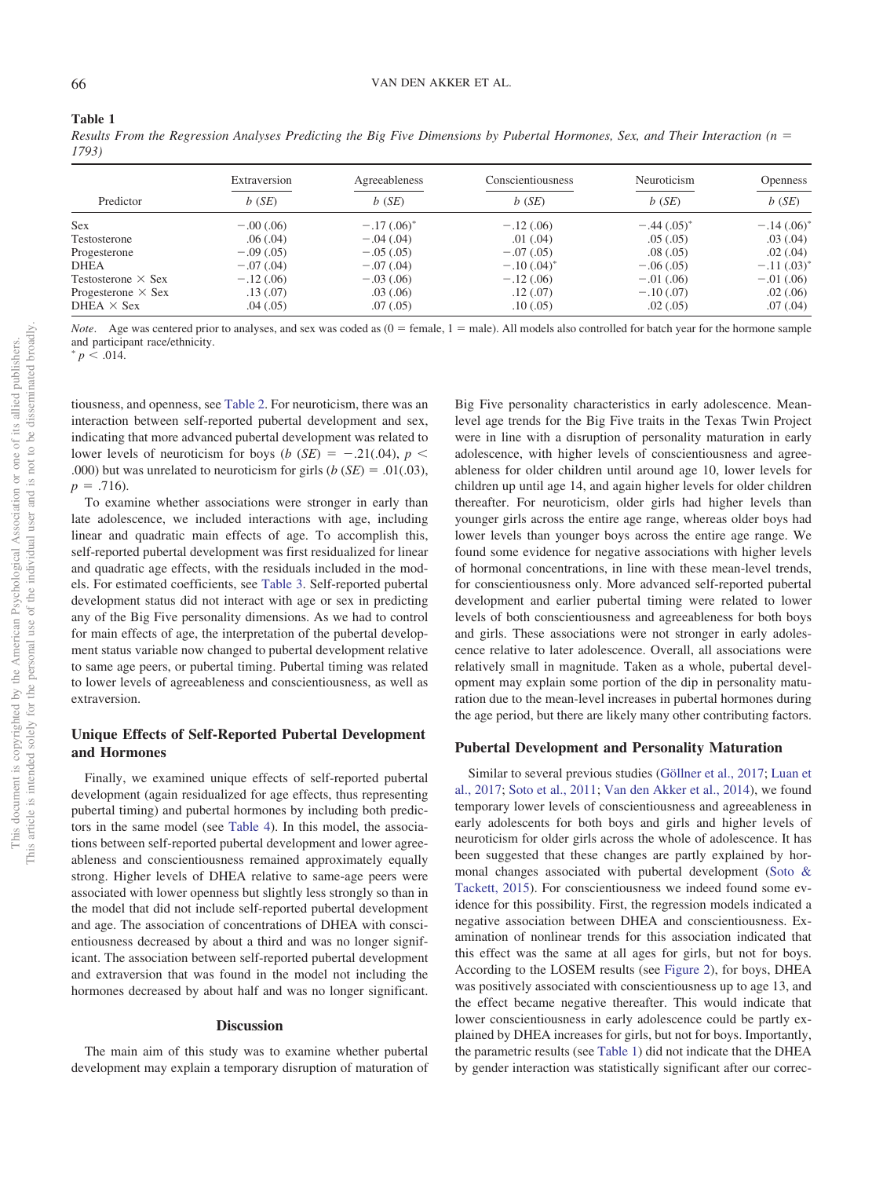**Table 1**

*Results From the Regression Analyses Predicting the Big Five Dimensions by Pubertal Hormones, Sex, and Their Interaction (n = 1793)*

| Predictor | Extraversion *b* (*SE*) | Agreeableness *b* (*SE*) | Conscientiousness *b* (*SE*) | Neuroticism *b* (*SE*) | Openness *b* (*SE*) |
|---|---|---|---|---|---|
| Sex | −.00 (.06) | −.17 (.06)* | −.12 (.06) | −.44 (.05)* | −.14 (.06)* |
| Testosterone | .06 (.04) | −.04 (.04) | .01 (.04) | .05 (.05) | .03 (.04) |
| Progesterone | −.09 (.05) | −.05 (.05) | −.07 (.05) | .08 (.05) | .02 (.04) |
| DHEA | −.07 (.04) | −.07 (.04) | −.10 (.04)* | −.06 (.05) | −.11 (.03)* |
| Testosterone × Sex | −.12 (.06) | −.03 (.06) | −.12 (.06) | −.01 (.06) | −.01 (.06) |
| Progesterone × Sex | .13 (.07) | .03 (.06) | .12 (.07) | −.10 (.07) | .02 (.06) |
| DHEA × Sex | .04 (.05) | .07 (.05) | .10 (.05) | .02 (.05) | .07 (.04) |

*Note*. Age was centered prior to analyses, and sex was coded as (0 = female, 1 = male). All models also controlled for batch year for the hormone sample and participant race/ethnicity.
\* $p < .014$.

tiousness, and openness, see Table 2. For neuroticism, there was an interaction between self-reported pubertal development and sex, indicating that more advanced pubertal development was related to lower levels of neuroticism for boys ($b$ ($SE$) = −.21(.04), $p <$ .000) but was unrelated to neuroticism for girls ($b$ ($SE$) = .01(.03), $p$ = .716).

To examine whether associations were stronger in early than late adolescence, we included interactions with age, including linear and quadratic main effects of age. To accomplish this, self-reported pubertal development was first residualized for linear and quadratic age effects, with the residuals included in the models. For estimated coefficients, see Table 3. Self-reported pubertal development status did not interact with age or sex in predicting any of the Big Five personality dimensions. As we had to control for main effects of age, the interpretation of the pubertal development status variable now changed to pubertal development relative to same age peers, or pubertal timing. Pubertal timing was related to lower levels of agreeableness and conscientiousness, as well as extraversion.

## Unique Effects of Self-Reported Pubertal Development and Hormones

Finally, we examined unique effects of self-reported pubertal development (again residualized for age effects, thus representing pubertal timing) and pubertal hormones by including both predictors in the same model (see Table 4). In this model, the associations between self-reported pubertal development and lower agreeableness and conscientiousness remained approximately equally strong. Higher levels of DHEA relative to same-age peers were associated with lower openness but slightly less strongly so than in the model that did not include self-reported pubertal development and age. The association of concentrations of DHEA with conscientiousness decreased by about a third and was no longer significant. The association between self-reported pubertal development and extraversion that was found in the model not including the hormones decreased by about half and was no longer significant.

# Discussion

The main aim of this study was to examine whether pubertal development may explain a temporary disruption of maturation of Big Five personality characteristics in early adolescence. Mean-level age trends for the Big Five traits in the Texas Twin Project were in line with a disruption of personality maturation in early adolescence, with higher levels of conscientiousness and agreeableness for older children until around age 10, lower levels for children up until age 14, and again higher levels for older children thereafter. For neuroticism, older girls had higher levels than younger girls across the entire age range, whereas older boys had lower levels than younger boys across the entire age range. We found some evidence for negative associations with higher levels of hormonal concentrations, in line with these mean-level trends, for conscientiousness only. More advanced self-reported pubertal development and earlier pubertal timing were related to lower levels of both conscientiousness and agreeableness for both boys and girls. These associations were not stronger in early adolescence relative to later adolescence. Overall, all associations were relatively small in magnitude. Taken as a whole, pubertal development may explain some portion of the dip in personality maturation due to the mean-level increases in pubertal hormones during the age period, but there are likely many other contributing factors.

## Pubertal Development and Personality Maturation

Similar to several previous studies (Göllner et al., 2017; Luan et al., 2017; Soto et al., 2011; Van den Akker et al., 2014), we found temporary lower levels of conscientiousness and agreeableness in early adolescents for both boys and girls and higher levels of neuroticism for older girls across the whole of adolescence. It has been suggested that these changes are partly explained by hormonal changes associated with pubertal development (Soto & Tackett, 2015). For conscientiousness we indeed found some evidence for this possibility. First, the regression models indicated a negative association between DHEA and conscientiousness. Examination of nonlinear trends for this association indicated that this effect was the same at all ages for girls, but not for boys. According to the LOSEM results (see Figure 2), for boys, DHEA was positively associated with conscientiousness up to age 13, and the effect became negative thereafter. This would indicate that lower conscientiousness in early adolescence could be partly explained by DHEA increases for girls, but not for boys. Importantly, the parametric results (see Table 1) did not indicate that the DHEA by gender interaction was statistically significant after our correc-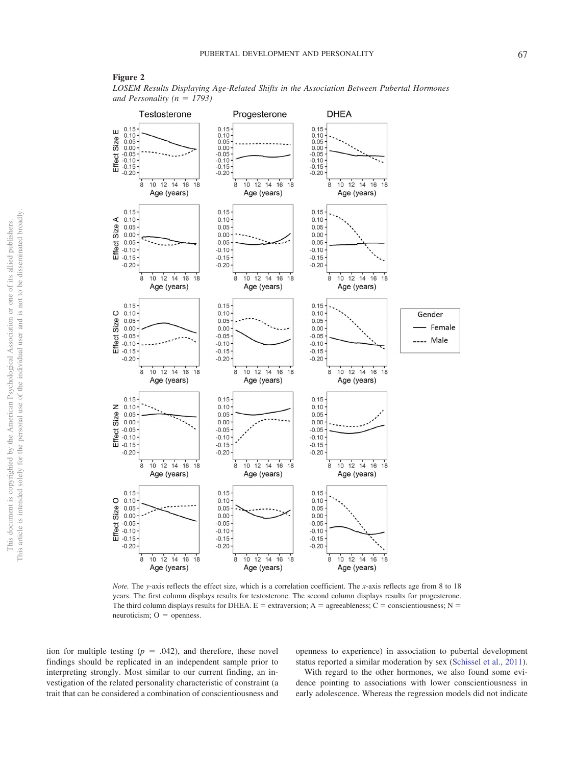**Figure 2**

*LOSEM Results Displaying Age-Related Shifts in the Association Between Pubertal Hormones and Personality (n = 1793)*

*Note.* The *y*-axis reflects the effect size, which is a correlation coefficient. The *x*-axis reflects age from 8 to 18 years. The first column displays results for testosterone. The second column displays results for progesterone. The third column displays results for DHEA. E = extraversion; A = agreeableness; C = conscientiousness; N = neuroticism; O = openness.

tion for multiple testing ($p = .042$), and therefore, these novel findings should be replicated in an independent sample prior to interpreting strongly. Most similar to our current finding, an investigation of the related personality characteristic of constraint (a trait that can be considered a combination of conscientiousness and openness to experience) in association to pubertal development status reported a similar moderation by sex (Schissel et al., 2011).

With regard to the other hormones, we also found some evidence pointing to associations with lower conscientiousness in early adolescence. Whereas the regression models did not indicate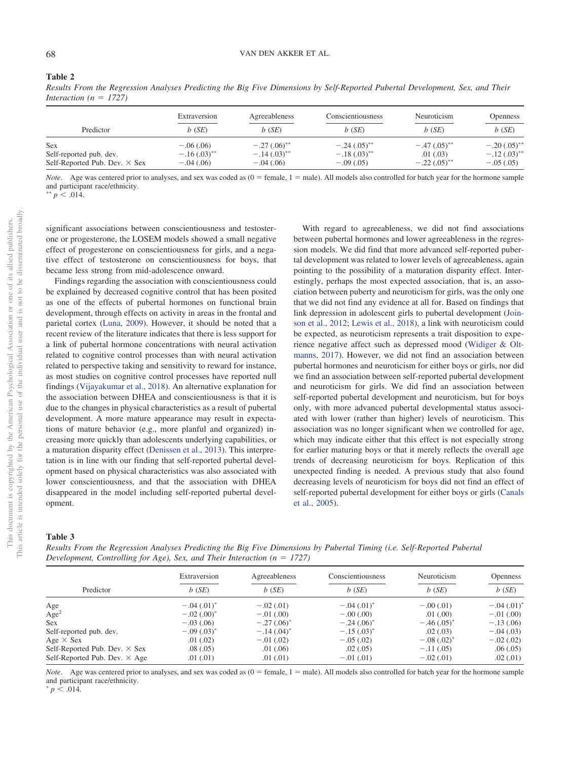**Table 2**

*Results From the Regression Analyses Predicting the Big Five Dimensions by Self-Reported Pubertal Development, Sex, and Their Interaction (n = 1727)*

| Predictor | Extraversion | Agreeableness | Conscientiousness | Neuroticism | Openness |
|---|---|---|---|---|---|
| | *b* (*SE*) | *b* (*SE*) | *b* (*SE*) | *b* (*SE*) | *b* (*SE*) |
| Sex | −.06 (.06) | −.27 (.06)** | −.24 (.05)** | −.47 (.05)** | −.20 (.05)** |
| Self-reported pub. dev. | −.16 (.03)** | −.14 (.03)** | −.18 (.03)** | .01 (.03) | −.12 (.03)** |
| Self-Reported Pub. Dev. × Sex | −.04 (.06) | −.04 (.06) | −.09 (.05) | −.22 (.05)** | −.05 (.05) |

*Note*. Age was centered prior to analyses, and sex was coded as (0 = female, 1 = male). All models also controlled for batch year for the hormone sample and participant race/ethnicity.
** $p < .014$.

significant associations between conscientiousness and testosterone or progesterone, the LOSEM models showed a small negative effect of progesterone on conscientiousness for girls, and a negative effect of testosterone on conscientiousness for boys, that became less strong from mid-adolescence onward.

Findings regarding the association with conscientiousness could be explained by decreased cognitive control that has been posited as one of the effects of pubertal hormones on functional brain development, through effects on activity in areas in the frontal and parietal cortex (Luna, 2009). However, it should be noted that a recent review of the literature indicates that there is less support for a link of pubertal hormone concentrations with neural activation related to cognitive control processes than with neural activation related to perspective taking and sensitivity to reward for instance, as most studies on cognitive control processes have reported null findings (Vijayakumar et al., 2018). An alternative explanation for the association between DHEA and conscientiousness is that it is due to the changes in physical characteristics as a result of pubertal development. A more mature appearance may result in expectations of mature behavior (e.g., more planful and organized) increasing more quickly than adolescents underlying capabilities, or a maturation disparity effect (Denissen et al., 2013). This interpretation is in line with our finding that self-reported pubertal development based on physical characteristics was also associated with lower conscientiousness, and that the association with DHEA disappeared in the model including self-reported pubertal development.

With regard to agreeableness, we did not find associations between pubertal hormones and lower agreeableness in the regression models. We did find that more advanced self-reported pubertal development was related to lower levels of agreeableness, again pointing to the possibility of a maturation disparity effect. Interestingly, perhaps the most expected association, that is, an association between puberty and neuroticism for girls, was the only one that we did not find any evidence at all for. Based on findings that link depression in adolescent girls to pubertal development (Joinson et al., 2012; Lewis et al., 2018), a link with neuroticism could be expected, as neuroticism represents a trait disposition to experience negative affect such as depressed mood (Widiger & Oltmanns, 2017). However, we did not find an association between pubertal hormones and neuroticism for either boys or girls, nor did we find an association between self-reported pubertal development and neuroticism for girls. We did find an association between self-reported pubertal development and neuroticism, but for boys only, with more advanced pubertal developmental status associated with lower (rather than higher) levels of neuroticism. This association was no longer significant when we controlled for age, which may indicate either that this effect is not especially strong for earlier maturing boys or that it merely reflects the overall age trends of decreasing neuroticism for boys. Replication of this unexpected finding is needed. A previous study that also found decreasing levels of neuroticism for boys did not find an effect of self-reported pubertal development for either boys or girls (Canals et al., 2005).

**Table 3**

*Results From the Regression Analyses Predicting the Big Five Dimensions by Pubertal Timing (i.e. Self-Reported Pubertal Development, Controlling for Age), Sex, and Their Interaction (n = 1727)*

| Predictor | Extraversion | Agreeableness | Conscientiousness | Neuroticism | Openness |
|---|---|---|---|---|---|
| | *b* (*SE*) | *b* (*SE*) | *b* (*SE*) | *b* (*SE*) | *b* (*SE*) |
| Age | −.04 (.01)* | −.02 (.01) | −.04 (.01)* | −.00 (.01) | −.04 (.01)* |
| Age$^2$ | −.02 (.00)* | −.01 (.00) | −.00 (.00) | .01 (.00) | −.01 (.00) |
| Sex | −.03 (.06) | −.27 (.06)* | −.24 (.06)* | −.46 (.05)* | −.13 (.06) |
| Self-reported pub. dev. | −.09 (.03)* | −.14 (.04)* | −.15 (.03)* | .02 (.03) | −.04 (.03) |
| Age × Sex | .01 (.02) | −.01 (.02) | −.05 (.02) | −.08 (.02)* | −.02 (.02) |
| Self-Reported Pub. Dev. × Sex | .08 (.05) | .01 (.06) | .02 (.05) | −.11 (.05) | .06 (.05) |
| Self-Reported Pub. Dev. × Age | .01 (.01) | .01 (.01) | −.01 (.01) | −.02 (.01) | .02 (.01) |

*Note*. Age was centered prior to analyses, and sex was coded as (0 = female, 1 = male). All models also controlled for batch year for the hormone sample and participant race/ethnicity.
* $p < .014$.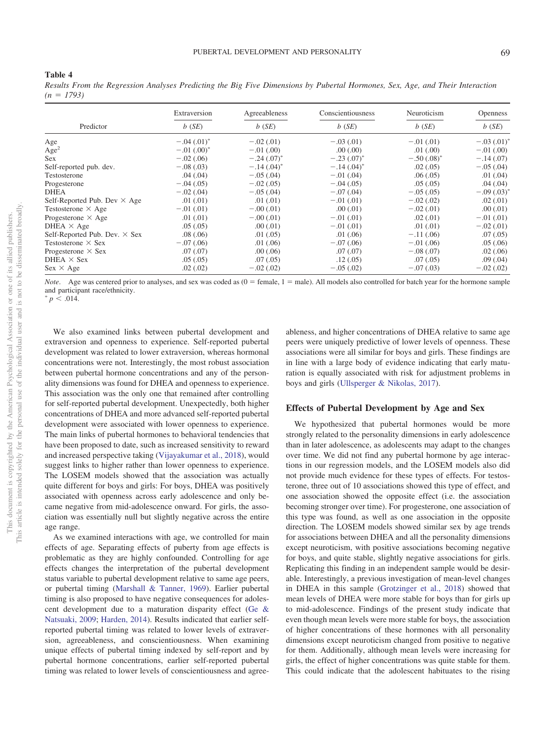**Table 4**

*Results From the Regression Analyses Predicting the Big Five Dimensions by Pubertal Hormones, Sex, Age, and Their Interaction (n = 1793)*

| Predictor | Extraversion | Agreeableness | Conscientiousness | Neuroticism | Openness |
|---|---|---|---|---|---|
| | *b* (*SE*) | *b* (*SE*) | *b* (*SE*) | *b* (*SE*) | *b* (*SE*) |
| Age | −.04 (.01)* | −.02 (.01) | −.03 (.01) | −.01 (.01) | −.03 (.01)* |
| $Age^2$ | −.01 (.00)* | −.01 (.00) | .00 (.00) | .01 (.00) | −.01 (.00) |
| Sex | −.02 (.06) | −.24 (.07)* | −.23 (.07)* | −.50 (.08)* | −.14 (.07) |
| Self-reported pub. dev. | −.08 (.03) | −.14 (.04)* | −.14 (.04)* | .02 (.05) | −.05 (.04) |
| Testosterone | .04 (.04) | −.05 (.04) | −.01 (.04) | .06 (.05) | .01 (.04) |
| Progesterone | −.04 (.05) | −.02 (.05) | −.04 (.05) | .05 (.05) | .04 (.04) |
| DHEA | −.02 (.04) | −.05 (.04) | −.07 (.04) | −.05 (.05) | −.09 (.03)* |
| Self-Reported Pub. Dev × Age | .01 (.01) | .01 (.01) | −.01 (.01) | −.02 (.02) | .02 (.01) |
| Testosterone × Age | −.01 (.01) | −.00 (.01) | .00 (.01) | −.02 (.01) | .00 (.01) |
| Progesterone × Age | .01 (.01) | −.00 (.01) | −.01 (.01) | .02 (.01) | −.01 (.01) |
| DHEA × Age | .05 (.05) | .00 (.01) | −.01 (.01) | .01 (.01) | −.02 (.01) |
| Self-Reported Pub. Dev. × Sex | .08 (.06) | .01 (.05) | .01 (.06) | −.11 (.06) | .07 (.05) |
| Testosterone × Sex | −.07 (.06) | .01 (.06) | −.07 (.06) | −.01 (.06) | .05 (.06) |
| Progesterone × Sex | .07 (.07) | .00 (.06) | .07 (.07) | −.08 (.07) | .02 (.06) |
| DHEA × Sex | .05 (.05) | .07 (.05) | .12 (.05) | .07 (.05) | .09 (.04) |
| Sex × Age | .02 (.02) | −.02 (.02) | −.05 (.02) | −.07 (.03) | −.02 (.02) |

*Note*. Age was centered prior to analyses, and sex was coded as (0 = female, 1 = male). All models also controlled for batch year for the hormone sample and participant race/ethnicity.
\* $p < .014$.

We also examined links between pubertal development and extraversion and openness to experience. Self-reported pubertal development was related to lower extraversion, whereas hormonal concentrations were not. Interestingly, the most robust association between pubertal hormone concentrations and any of the personality dimensions was found for DHEA and openness to experience. This association was the only one that remained after controlling for self-reported pubertal development. Unexpectedly, both higher concentrations of DHEA and more advanced self-reported pubertal development were associated with lower openness to experience. The main links of pubertal hormones to behavioral tendencies that have been proposed to date, such as increased sensitivity to reward and increased perspective taking (Vijayakumar et al., 2018), would suggest links to higher rather than lower openness to experience. The LOSEM models showed that the association was actually quite different for boys and girls: For boys, DHEA was positively associated with openness across early adolescence and only became negative from mid-adolescence onward. For girls, the association was essentially null but slightly negative across the entire age range.

As we examined interactions with age, we controlled for main effects of age. Separating effects of puberty from age effects is problematic as they are highly confounded. Controlling for age effects changes the interpretation of the pubertal development status variable to pubertal development relative to same age peers, or pubertal timing (Marshall & Tanner, 1969). Earlier pubertal timing is also proposed to have negative consequences for adolescent development due to a maturation disparity effect (Ge & Natsuaki, 2009; Harden, 2014). Results indicated that earlier self-reported pubertal timing was related to lower levels of extraversion, agreeableness, and conscientiousness. When examining unique effects of pubertal timing indexed by self-report and by pubertal hormone concentrations, earlier self-reported pubertal timing was related to lower levels of conscientiousness and agreeableness, and higher concentrations of DHEA relative to same age peers were uniquely predictive of lower levels of openness. These associations were all similar for boys and girls. These findings are in line with a large body of evidence indicating that early maturation is equally associated with risk for adjustment problems in boys and girls (Ullsperger & Nikolas, 2017).

## Effects of Pubertal Development by Age and Sex

We hypothesized that pubertal hormones would be more strongly related to the personality dimensions in early adolescence than in later adolescence, as adolescents may adapt to the changes over time. We did not find any pubertal hormone by age interactions in our regression models, and the LOSEM models also did not provide much evidence for these types of effects. For testosterone, three out of 10 associations showed this type of effect, and one association showed the opposite effect (i.e. the association becoming stronger over time). For progesterone, one association of this type was found, as well as one association in the opposite direction. The LOSEM models showed similar sex by age trends for associations between DHEA and all the personality dimensions except neuroticism, with positive associations becoming negative for boys, and quite stable, slightly negative associations for girls. Replicating this finding in an independent sample would be desirable. Interestingly, a previous investigation of mean-level changes in DHEA in this sample (Grotzinger et al., 2018) showed that mean levels of DHEA were more stable for boys than for girls up to mid-adolescence. Findings of the present study indicate that even though mean levels were more stable for boys, the association of higher concentrations of these hormones with all personality dimensions except neuroticism changed from positive to negative for them. Additionally, although mean levels were increasing for girls, the effect of higher concentrations was quite stable for them. This could indicate that the adolescent habituates to the rising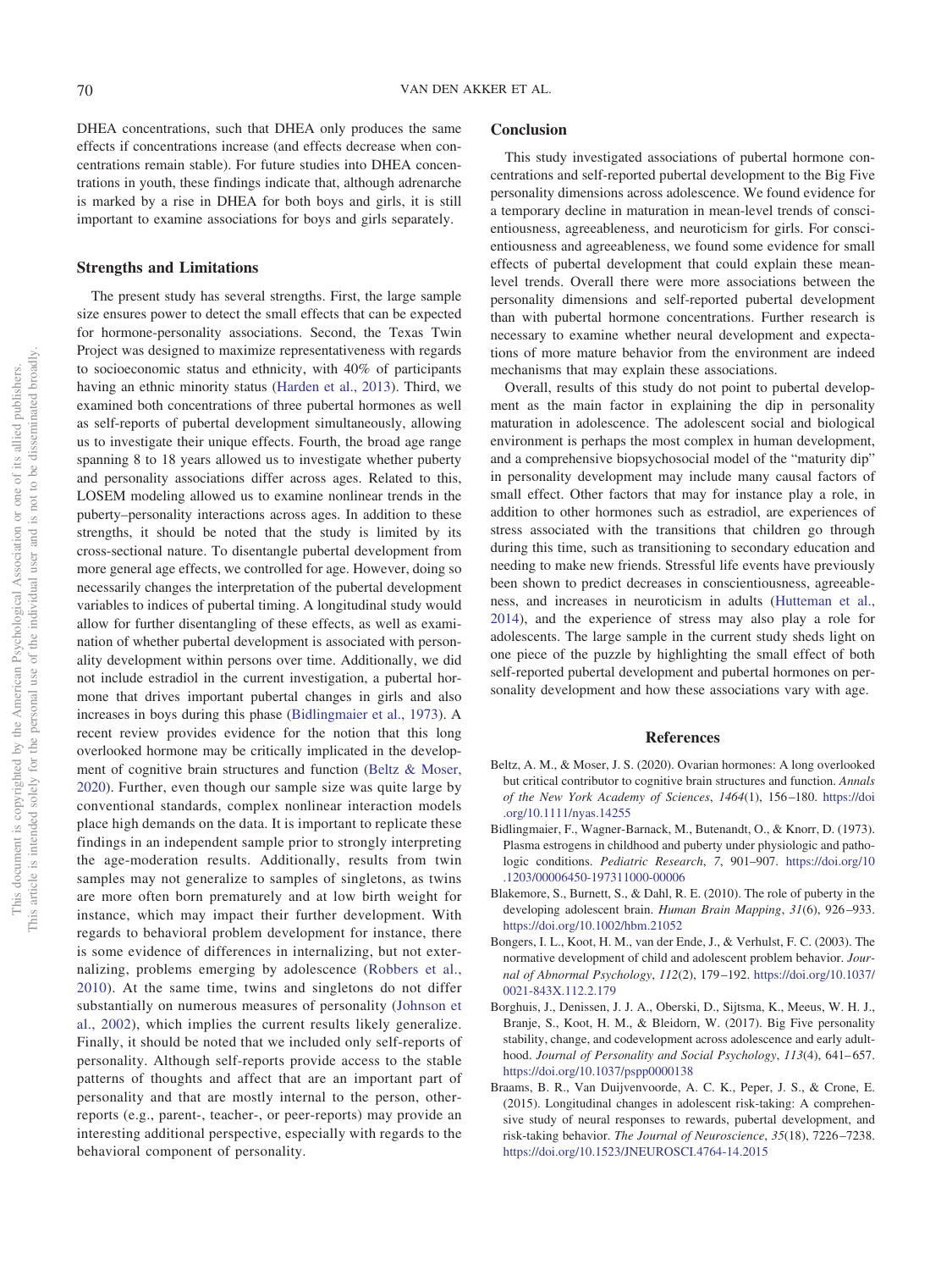DHEA concentrations, such that DHEA only produces the same effects if concentrations increase (and effects decrease when concentrations remain stable). For future studies into DHEA concentrations in youth, these findings indicate that, although adrenarche is marked by a rise in DHEA for both boys and girls, it is still important to examine associations for boys and girls separately.

## Strengths and Limitations

The present study has several strengths. First, the large sample size ensures power to detect the small effects that can be expected for hormone-personality associations. Second, the Texas Twin Project was designed to maximize representativeness with regards to socioeconomic status and ethnicity, with 40% of participants having an ethnic minority status (Harden et al., 2013). Third, we examined both concentrations of three pubertal hormones as well as self-reports of pubertal development simultaneously, allowing us to investigate their unique effects. Fourth, the broad age range spanning 8 to 18 years allowed us to investigate whether puberty and personality associations differ across ages. Related to this, LOSEM modeling allowed us to examine nonlinear trends in the puberty–personality interactions across ages. In addition to these strengths, it should be noted that the study is limited by its cross-sectional nature. To disentangle pubertal development from more general age effects, we controlled for age. However, doing so necessarily changes the interpretation of the pubertal development variables to indices of pubertal timing. A longitudinal study would allow for further disentangling of these effects, as well as examination of whether pubertal development is associated with personality development within persons over time. Additionally, we did not include estradiol in the current investigation, a pubertal hormone that drives important pubertal changes in girls and also increases in boys during this phase (Bidlingmaier et al., 1973). A recent review provides evidence for the notion that this long overlooked hormone may be critically implicated in the development of cognitive brain structures and function (Beltz & Moser, 2020). Further, even though our sample size was quite large by conventional standards, complex nonlinear interaction models place high demands on the data. It is important to replicate these findings in an independent sample prior to strongly interpreting the age-moderation results. Additionally, results from twin samples may not generalize to samples of singletons, as twins are more often born prematurely and at low birth weight for instance, which may impact their further development. With regards to behavioral problem development for instance, there is some evidence of differences in internalizing, but not externalizing, problems emerging by adolescence (Robbers et al., 2010). At the same time, twins and singletons do not differ substantially on numerous measures of personality (Johnson et al., 2002), which implies the current results likely generalize. Finally, it should be noted that we included only self-reports of personality. Although self-reports provide access to the stable patterns of thoughts and affect that are an important part of personality and that are mostly internal to the person, other-reports (e.g., parent-, teacher-, or peer-reports) may provide an interesting additional perspective, especially with regards to the behavioral component of personality.

## Conclusion

This study investigated associations of pubertal hormone concentrations and self-reported pubertal development to the Big Five personality dimensions across adolescence. We found evidence for a temporary decline in maturation in mean-level trends of conscientiousness, agreeableness, and neuroticism for girls. For conscientiousness and agreeableness, we found some evidence for small effects of pubertal development that could explain these mean-level trends. Overall there were more associations between the personality dimensions and self-reported pubertal development than with pubertal hormone concentrations. Further research is necessary to examine whether neural development and expectations of more mature behavior from the environment are indeed mechanisms that may explain these associations.

Overall, results of this study do not point to pubertal development as the main factor in explaining the dip in personality maturation in adolescence. The adolescent social and biological environment is perhaps the most complex in human development, and a comprehensive biopsychosocial model of the "maturity dip" in personality development may include many causal factors of small effect. Other factors that may for instance play a role, in addition to other hormones such as estradiol, are experiences of stress associated with the transitions that children go through during this time, such as transitioning to secondary education and needing to make new friends. Stressful life events have previously been shown to predict decreases in conscientiousness, agreeableness, and increases in neuroticism in adults (Hutteman et al., 2014), and the experience of stress may also play a role for adolescents. The large sample in the current study sheds light on one piece of the puzzle by highlighting the small effect of both self-reported pubertal development and pubertal hormones on personality development and how these associations vary with age.

## References

Beltz, A. M., & Moser, J. S. (2020). Ovarian hormones: A long overlooked but critical contributor to cognitive brain structures and function. *Annals of the New York Academy of Sciences*, *1464*(1), 156–180. https://doi.org/10.1111/nyas.14255

Bidlingmaier, F., Wagner-Barnack, M., Butenandt, O., & Knorr, D. (1973). Plasma estrogens in childhood and puberty under physiologic and pathologic conditions. *Pediatric Research*, *7*, 901–907. https://doi.org/10.1203/00006450-197311000-00006

Blakemore, S., Burnett, S., & Dahl, R. E. (2010). The role of puberty in the developing adolescent brain. *Human Brain Mapping*, *31*(6), 926–933. https://doi.org/10.1002/hbm.21052

Bongers, I. L., Koot, H. M., van der Ende, J., & Verhulst, F. C. (2003). The normative development of child and adolescent problem behavior. *Journal of Abnormal Psychology*, *112*(2), 179–192. https://doi.org/10.1037/0021-843X.112.2.179

Borghuis, J., Denissen, J. J. A., Oberski, D., Sijtsma, K., Meeus, W. H. J., Branje, S., Koot, H. M., & Bleidorn, W. (2017). Big Five personality stability, change, and codevelopment across adolescence and early adulthood. *Journal of Personality and Social Psychology*, *113*(4), 641–657. https://doi.org/10.1037/pspp0000138

Braams, B. R., Van Duijvenvoorde, A. C. K., Peper, J. S., & Crone, E. (2015). Longitudinal changes in adolescent risk-taking: A comprehensive study of neural responses to rewards, pubertal development, and risk-taking behavior. *The Journal of Neuroscience*, *35*(18), 7226–7238. https://doi.org/10.1523/JNEUROSCI.4764-14.2015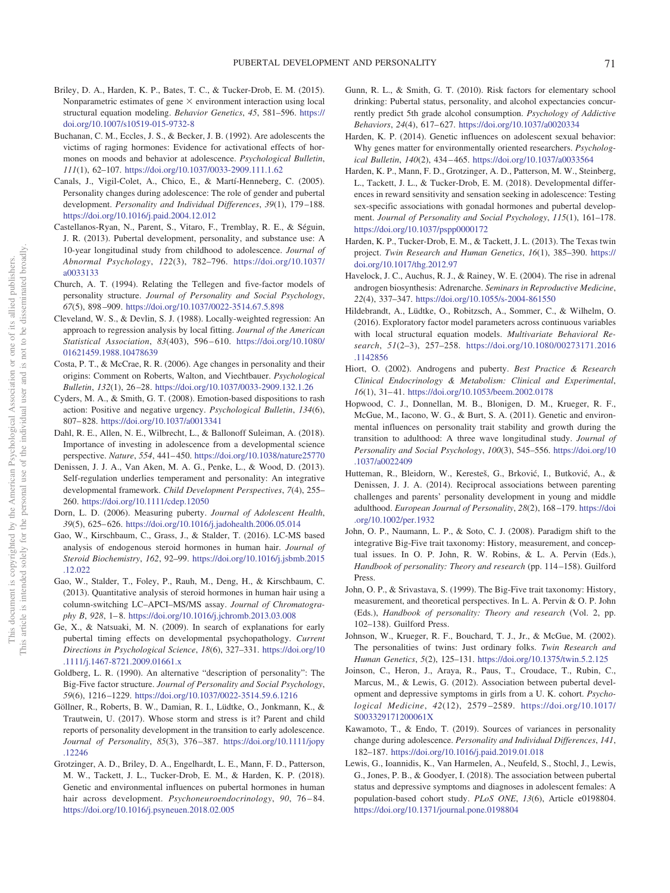Briley, D. A., Harden, K. P., Bates, T. C., & Tucker-Drob, E. M. (2015). Nonparametric estimates of gene × environment interaction using local structural equation modeling. *Behavior Genetics*, *45*, 581–596. https://doi.org/10.1007/s10519-015-9732-8

Buchanan, C. M., Eccles, J. S., & Becker, J. B. (1992). Are adolescents the victims of raging hormones: Evidence for activational effects of hormones on moods and behavior at adolescence. *Psychological Bulletin*, *111*(1), 62–107. https://doi.org/10.1037/0033-2909.111.1.62

Canals, J., Vigil-Colet, A., Chico, E., & Martí-Henneberg, C. (2005). Personality changes during adolescence: The role of gender and pubertal development. *Personality and Individual Differences*, *39*(1), 179–188. https://doi.org/10.1016/j.paid.2004.12.012

Castellanos-Ryan, N., Parent, S., Vitaro, F., Tremblay, R. E., & Séguin, J. R. (2013). Pubertal development, personality, and substance use: A 10-year longitudinal study from childhood to adolescence. *Journal of Abnormal Psychology*, *122*(3), 782–796. https://doi.org/10.1037/a0033133

Church, A. T. (1994). Relating the Tellegen and five-factor models of personality structure. *Journal of Personality and Social Psychology*, *67*(5), 898–909. https://doi.org/10.1037/0022-3514.67.5.898

Cleveland, W. S., & Devlin, S. J. (1988). Locally-weighted regression: An approach to regression analysis by local fitting. *Journal of the American Statistical Association*, *83*(403), 596–610. https://doi.org/10.1080/01621459.1988.10478639

Costa, P. T., & McCrae, R. R. (2006). Age changes in personality and their origins: Comment on Roberts, Walton, and Viechtbauer. *Psychological Bulletin*, *132*(1), 26–28. https://doi.org/10.1037/0033-2909.132.1.26

Cyders, M. A., & Smith, G. T. (2008). Emotion-based dispositions to rash action: Positive and negative urgency. *Psychological Bulletin*, *134*(6), 807–828. https://doi.org/10.1037/a0013341

Dahl, R. E., Allen, N. E., Wilbrecht, L., & Ballonoff Suleiman, A. (2018). Importance of investing in adolescence from a developmental science perspective. *Nature*, *554*, 441–450. https://doi.org/10.1038/nature25770

Denissen, J. J. A., Van Aken, M. A. G., Penke, L., & Wood, D. (2013). Self-regulation underlies temperament and personality: An integrative developmental framework. *Child Development Perspectives*, *7*(4), 255–260. https://doi.org/10.1111/cdep.12050

Dorn, L. D. (2006). Measuring puberty. *Journal of Adolescent Health*, *39*(5), 625–626. https://doi.org/10.1016/j.jadohealth.2006.05.014

Gao, W., Kirschbaum, C., Grass, J., & Stalder, T. (2016). LC-MS based analysis of endogenous steroid hormones in human hair. *Journal of Steroid Biochemistry*, *162*, 92–99. https://doi.org/10.1016/j.jsbmb.2015.12.022

Gao, W., Stalder, T., Foley, P., Rauh, M., Deng, H., & Kirschbaum, C. (2013). Quantitative analysis of steroid hormones in human hair using a column-switching LC–APCI–MS/MS assay. *Journal of Chromatography B*, *928*, 1–8. https://doi.org/10.1016/j.jchromb.2013.03.008

Ge, X., & Natsuaki, M. N. (2009). In search of explanations for early pubertal timing effects on developmental psychopathology. *Current Directions in Psychological Science*, *18*(6), 327–331. https://doi.org/10.1111/j.1467-8721.2009.01661.x

Goldberg, L. R. (1990). An alternative "description of personality": The Big-Five factor structure. *Journal of Personality and Social Psychology*, *59*(6), 1216–1229. https://doi.org/10.1037/0022-3514.59.6.1216

Göllner, R., Roberts, B. W., Damian, R. I., Lüdtke, O., Jonkmann, K., & Trautwein, U. (2017). Whose storm and stress is it? Parent and child reports of personality development in the transition to early adolescence. *Journal of Personality*, *85*(3), 376–387. https://doi.org/10.1111/jopy.12246

Grotzinger, A. D., Briley, D. A., Engelhardt, L. E., Mann, F. D., Patterson, M. W., Tackett, J. L., Tucker-Drob, E. M., & Harden, K. P. (2018). Genetic and environmental influences on pubertal hormones in human hair across development. *Psychoneuroendocrinology*, *90*, 76–84. https://doi.org/10.1016/j.psyneuen.2018.02.005

Gunn, R. L., & Smith, G. T. (2010). Risk factors for elementary school drinking: Pubertal status, personality, and alcohol expectancies concurrently predict 5th grade alcohol consumption. *Psychology of Addictive Behaviors*, *24*(4), 617–627. https://doi.org/10.1037/a0020334

Harden, K. P. (2014). Genetic influences on adolescent sexual behavior: Why genes matter for environmentally oriented researchers. *Psychological Bulletin*, *140*(2), 434–465. https://doi.org/10.1037/a0033564

Harden, K. P., Mann, F. D., Grotzinger, A. D., Patterson, M. W., Steinberg, L., Tackett, J. L., & Tucker-Drob, E. M. (2018). Developmental differences in reward sensitivity and sensation seeking in adolescence: Testing sex-specific associations with gonadal hormones and pubertal development. *Journal of Personality and Social Psychology*, *115*(1), 161–178. https://doi.org/10.1037/pspp0000172

Harden, K. P., Tucker-Drob, E. M., & Tackett, J. L. (2013). The Texas twin project. *Twin Research and Human Genetics*, *16*(1), 385–390. https://doi.org/10.1017/thg.2012.97

Havelock, J. C., Auchus, R. J., & Rainey, W. E. (2004). The rise in adrenal androgen biosynthesis: Adrenarche. *Seminars in Reproductive Medicine*, *22*(4), 337–347. https://doi.org/10.1055/s-2004-861550

Hildebrandt, A., Lüdtke, O., Robitzsch, A., Sommer, C., & Wilhelm, O. (2016). Exploratory factor model parameters across continuous variables with local structural equation models. *Multivariate Behavioral Research*, *51*(2–3), 257–258. https://doi.org/10.1080/00273171.2016.1142856

Hiort, O. (2002). Androgens and puberty. *Best Practice & Research Clinical Endocrinology & Metabolism: Clinical and Experimental*, *16*(1), 31–41. https://doi.org/10.1053/beem.2002.0178

Hopwood, C. J., Donnellan, M. B., Blonigen, D. M., Krueger, R. F., McGue, M., Iacono, W. G., & Burt, S. A. (2011). Genetic and environmental influences on personality trait stability and growth during the transition to adulthood: A three wave longitudinal study. *Journal of Personality and Social Psychology*, *100*(3), 545–556. https://doi.org/10.1037/a0022409

Hutteman, R., Bleidorn, W., Keresteš, G., Brković, I., Butković, A., & Denissen, J. J. A. (2014). Reciprocal associations between parenting challenges and parents' personality development in young and middle adulthood. *European Journal of Personality*, *28*(2), 168–179. https://doi.org/10.1002/per.1932

John, O. P., Naumann, L. P., & Soto, C. J. (2008). Paradigm shift to the integrative Big-Five trait taxonomy: History, measurement, and conceptual issues. In O. P. John, R. W. Robins, & L. A. Pervin (Eds.), *Handbook of personality: Theory and research* (pp. 114–158). Guilford Press.

John, O. P., & Srivastava, S. (1999). The Big-Five trait taxonomy: History, measurement, and theoretical perspectives. In L. A. Pervin & O. P. John (Eds.), *Handbook of personality: Theory and research* (Vol. 2, pp. 102–138). Guilford Press.

Johnson, W., Krueger, R. F., Bouchard, T. J., Jr., & McGue, M. (2002). The personalities of twins: Just ordinary folks. *Twin Research and Human Genetics*, *5*(2), 125–131. https://doi.org/10.1375/twin.5.2.125

Joinson, C., Heron, J., Araya, R., Paus, T., Croudace, T., Rubin, C., Marcus, M., & Lewis, G. (2012). Association between pubertal development and depressive symptoms in girls from a U. K. cohort. *Psychological Medicine*, *42*(12), 2579–2589. https://doi.org/10.1017/S003329171200061X

Kawamoto, T., & Endo, T. (2019). Sources of variances in personality change during adolescence. *Personality and Individual Differences*, *141*, 182–187. https://doi.org/10.1016/j.paid.2019.01.018

Lewis, G., Ioannidis, K., Van Harmelen, A., Neufeld, S., Stochl, J., Lewis, G., Jones, P. B., & Goodyer, I. (2018). The association between pubertal status and depressive symptoms and diagnoses in adolescent females: A population-based cohort study. *PLoS ONE*, *13*(6), Article e0198804. https://doi.org/10.1371/journal.pone.0198804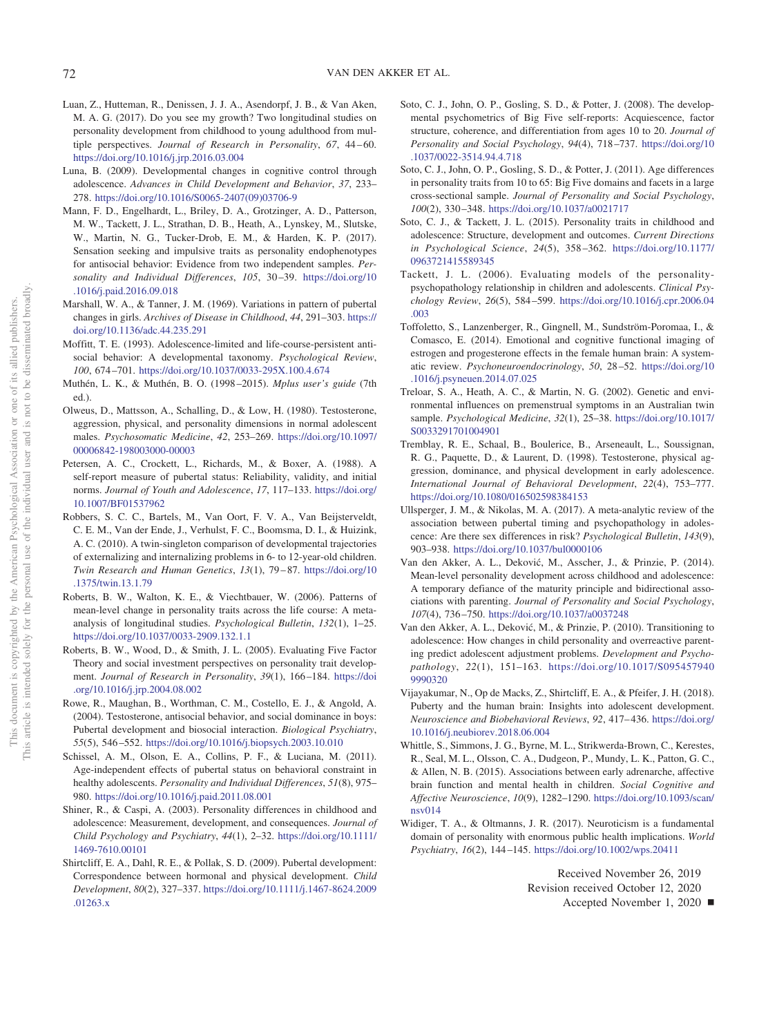Luan, Z., Hutteman, R., Denissen, J. J. A., Asendorpf, J. B., & Van Aken, M. A. G. (2017). Do you see my growth? Two longitudinal studies on personality development from childhood to young adulthood from multiple perspectives. *Journal of Research in Personality*, *67*, 44–60. https://doi.org/10.1016/j.jrp.2016.03.004

Luna, B. (2009). Developmental changes in cognitive control through adolescence. *Advances in Child Development and Behavior*, *37*, 233–278. https://doi.org/10.1016/S0065-2407(09)03706-9

Mann, F. D., Engelhardt, L., Briley, D. A., Grotzinger, A. D., Patterson, M. W., Tackett, J. L., Strathan, D. B., Heath, A., Lynskey, M., Slutske, W., Martin, N. G., Tucker-Drob, E. M., & Harden, K. P. (2017). Sensation seeking and impulsive traits as personality endophenotypes for antisocial behavior: Evidence from two independent samples. *Personality and Individual Differences*, *105*, 30–39. https://doi.org/10.1016/j.paid.2016.09.018

Marshall, W. A., & Tanner, J. M. (1969). Variations in pattern of pubertal changes in girls. *Archives of Disease in Childhood*, *44*, 291–303. https://doi.org/10.1136/adc.44.235.291

Moffitt, T. E. (1993). Adolescence-limited and life-course-persistent antisocial behavior: A developmental taxonomy. *Psychological Review*, *100*, 674–701. https://doi.org/10.1037/0033-295X.100.4.674

Muthén, L. K., & Muthén, B. O. (1998–2015). *Mplus user's guide* (7th ed.).

Olweus, D., Mattsson, A., Schalling, D., & Low, H. (1980). Testosterone, aggression, physical, and personality dimensions in normal adolescent males. *Psychosomatic Medicine*, *42*, 253–269. https://doi.org/10.1097/00006842-198003000-00003

Petersen, A. C., Crockett, L., Richards, M., & Boxer, A. (1988). A self-report measure of pubertal status: Reliability, validity, and initial norms. *Journal of Youth and Adolescence*, *17*, 117–133. https://doi.org/10.1007/BF01537962

Robbers, S. C. C., Bartels, M., Van Oort, F. V. A., Van Beijsterveldt, C. E. M., Van der Ende, J., Verhulst, F. C., Boomsma, D. I., & Huizink, A. C. (2010). A twin-singleton comparison of developmental trajectories of externalizing and internalizing problems in 6- to 12-year-old children. *Twin Research and Human Genetics*, *13*(1), 79–87. https://doi.org/10.1375/twin.13.1.79

Roberts, B. W., Walton, K. E., & Viechtbauer, W. (2006). Patterns of mean-level change in personality traits across the life course: A meta-analysis of longitudinal studies. *Psychological Bulletin*, *132*(1), 1–25. https://doi.org/10.1037/0033-2909.132.1.1

Roberts, B. W., Wood, D., & Smith, J. L. (2005). Evaluating Five Factor Theory and social investment perspectives on personality trait development. *Journal of Research in Personality*, *39*(1), 166–184. https://doi.org/10.1016/j.jrp.2004.08.002

Rowe, R., Maughan, B., Worthman, C. M., Costello, E. J., & Angold, A. (2004). Testosterone, antisocial behavior, and social dominance in boys: Pubertal development and biosocial interaction. *Biological Psychiatry*, *55*(5), 546–552. https://doi.org/10.1016/j.biopsych.2003.10.010

Schissel, A. M., Olson, E. A., Collins, P. F., & Luciana, M. (2011). Age-independent effects of pubertal status on behavioral constraint in healthy adolescents. *Personality and Individual Differences*, *51*(8), 975–980. https://doi.org/10.1016/j.paid.2011.08.001

Shiner, R., & Caspi, A. (2003). Personality differences in childhood and adolescence: Measurement, development, and consequences. *Journal of Child Psychology and Psychiatry*, *44*(1), 2–32. https://doi.org/10.1111/1469-7610.00101

Shirtcliff, E. A., Dahl, R. E., & Pollak, S. D. (2009). Pubertal development: Correspondence between hormonal and physical development. *Child Development*, *80*(2), 327–337. https://doi.org/10.1111/j.1467-8624.2009.01263.x

Soto, C. J., John, O. P., Gosling, S. D., & Potter, J. (2008). The developmental psychometrics of Big Five self-reports: Acquiescence, factor structure, coherence, and differentiation from ages 10 to 20. *Journal of Personality and Social Psychology*, *94*(4), 718–737. https://doi.org/10.1037/0022-3514.94.4.718

Soto, C. J., John, O. P., Gosling, S. D., & Potter, J. (2011). Age differences in personality traits from 10 to 65: Big Five domains and facets in a large cross-sectional sample. *Journal of Personality and Social Psychology*, *100*(2), 330–348. https://doi.org/10.1037/a0021717

Soto, C. J., & Tackett, J. L. (2015). Personality traits in childhood and adolescence: Structure, development and outcomes. *Current Directions in Psychological Science*, *24*(5), 358–362. https://doi.org/10.1177/0963721415589345

Tackett, J. L. (2006). Evaluating models of the personality-psychopathology relationship in children and adolescents. *Clinical Psychology Review*, *26*(5), 584–599. https://doi.org/10.1016/j.cpr.2006.04.003

Toffoletto, S., Lanzenberger, R., Gingnell, M., Sundström-Poromaa, I., & Comasco, E. (2014). Emotional and cognitive functional imaging of estrogen and progesterone effects in the female human brain: A systematic review. *Psychoneuroendocrinology*, *50*, 28–52. https://doi.org/10.1016/j.psyneuen.2014.07.025

Treloar, S. A., Heath, A. C., & Martin, N. G. (2002). Genetic and environmental influences on premenstrual symptoms in an Australian twin sample. *Psychological Medicine*, *32*(1), 25–38. https://doi.org/10.1017/S0033291701004901

Tremblay, R. E., Schaal, B., Boulerice, B., Arseneault, L., Soussignan, R. G., Paquette, D., & Laurent, D. (1998). Testosterone, physical aggression, dominance, and physical development in early adolescence. *International Journal of Behavioral Development*, *22*(4), 753–777. https://doi.org/10.1080/016502598384153

Ullsperger, J. M., & Nikolas, M. A. (2017). A meta-analytic review of the association between pubertal timing and psychopathology in adolescence: Are there sex differences in risk? *Psychological Bulletin*, *143*(9), 903–938. https://doi.org/10.1037/bul0000106

Van den Akker, A. L., Deković, M., Asscher, J., & Prinzie, P. (2014). Mean-level personality development across childhood and adolescence: A temporary defiance of the maturity principle and bidirectional associations with parenting. *Journal of Personality and Social Psychology*, *107*(4), 736–750. https://doi.org/10.1037/a0037248

Van den Akker, A. L., Deković, M., & Prinzie, P. (2010). Transitioning to adolescence: How changes in child personality and overreactive parenting predict adolescent adjustment problems. *Development and Psychopathology*, *22*(1), 151–163. https://doi.org/10.1017/S0954579409990320

Vijayakumar, N., Op de Macks, Z., Shirtcliff, E. A., & Pfeifer, J. H. (2018). Puberty and the human brain: Insights into adolescent development. *Neuroscience and Biobehavioral Reviews*, *92*, 417–436. https://doi.org/10.1016/j.neubiorev.2018.06.004

Whittle, S., Simmons, J. G., Byrne, M. L., Strikwerda-Brown, C., Kerestes, R., Seal, M. L., Olsson, C. A., Dudgeon, P., Mundy, L. K., Patton, G. C., & Allen, N. B. (2015). Associations between early adrenarche, affective brain function and mental health in children. *Social Cognitive and Affective Neuroscience*, *10*(9), 1282–1290. https://doi.org/10.1093/scan/nsv014

Widiger, T. A., & Oltmanns, J. R. (2017). Neuroticism is a fundamental domain of personality with enormous public health implications. *World Psychiatry*, *16*(2), 144–145. https://doi.org/10.1002/wps.20411

Received November 26, 2019
Revision received October 12, 2020
Accepted November 1, 2020 ■